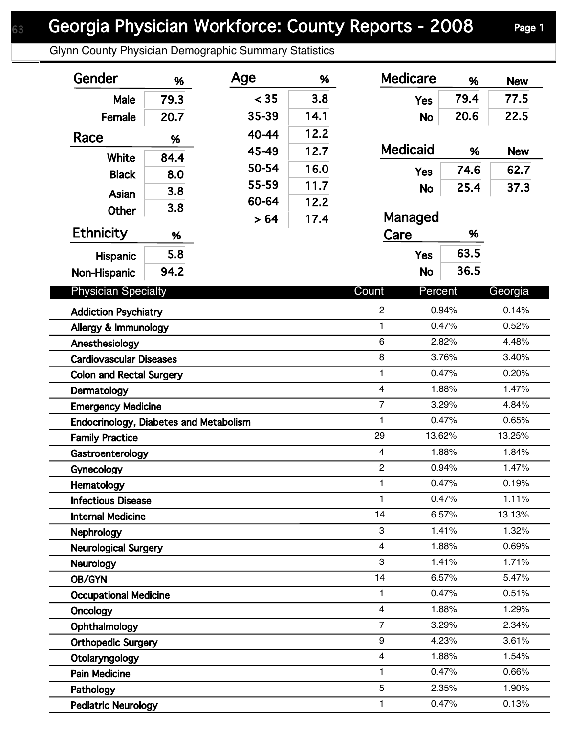# Georgia Physician Workforce: County Reports - 2008

## Glynn County Physician Demographic Summary Statistics

| Gender | % |
|---|---|
| Male | 79.3 |
| Female | 20.7 |

| Race | % |
|---|---|
| White | 84.4 |
| Black | 8.0 |
| Asian | 3.8 |
| Other | 3.8 |

| Ethnicity | % |
|---|---|
| Hispanic | 5.8 |
| Non-Hispanic | 94.2 |

| Age | % |
|---|---|
| < 35 | 3.8 |
| 35-39 | 14.1 |
| 40-44 | 12.2 |
| 45-49 | 12.7 |
| 50-54 | 16.0 |
| 55-59 | 11.7 |
| 60-64 | 12.2 |
| > 64 | 17.4 |

| Medicare | % | New |
|---|---|---|
| Yes | 79.4 | 77.5 |
| No | 20.6 | 22.5 |

| Medicaid | % | New |
|---|---|---|
| Yes | 74.6 | 62.7 |
| No | 25.4 | 37.3 |

| Managed Care | % |
|---|---|
| Yes | 63.5 |
| No | 36.5 |

| Physician Specialty | Count | Percent | Georgia |
|---|---|---|---|
| Addiction Psychiatry | 2 | 0.94% | 0.14% |
| Allergy & Immunology | 1 | 0.47% | 0.52% |
| Anesthesiology | 6 | 2.82% | 4.48% |
| Cardiovascular Diseases | 8 | 3.76% | 3.40% |
| Colon and Rectal Surgery | 1 | 0.47% | 0.20% |
| Dermatology | 4 | 1.88% | 1.47% |
| Emergency Medicine | 7 | 3.29% | 4.84% |
| Endocrinology, Diabetes and Metabolism | 1 | 0.47% | 0.65% |
| Family Practice | 29 | 13.62% | 13.25% |
| Gastroenterology | 4 | 1.88% | 1.84% |
| Gynecology | 2 | 0.94% | 1.47% |
| Hematology | 1 | 0.47% | 0.19% |
| Infectious Disease | 1 | 0.47% | 1.11% |
| Internal Medicine | 14 | 6.57% | 13.13% |
| Nephrology | 3 | 1.41% | 1.32% |
| Neurological Surgery | 4 | 1.88% | 0.69% |
| Neurology | 3 | 1.41% | 1.71% |
| OB/GYN | 14 | 6.57% | 5.47% |
| Occupational Medicine | 1 | 0.47% | 0.51% |
| Oncology | 4 | 1.88% | 1.29% |
| Ophthalmology | 7 | 3.29% | 2.34% |
| Orthopedic Surgery | 9 | 4.23% | 3.61% |
| Otolaryngology | 4 | 1.88% | 1.54% |
| Pain Medicine | 1 | 0.47% | 0.66% |
| Pathology | 5 | 2.35% | 1.90% |
| Pediatric Neurology | 1 | 0.47% | 0.13% |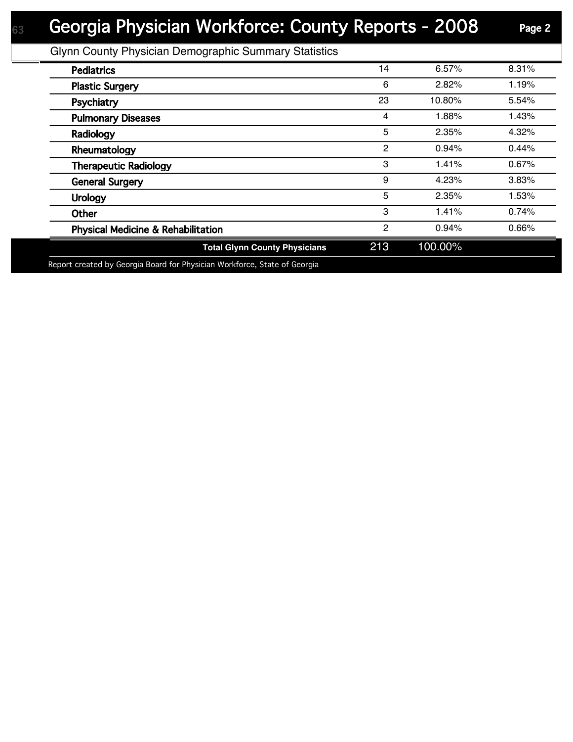## Glynn County Physician Demographic Summary Statistics

| | | | |
|---|---|---|---|
| **Pediatrics** | 14 | 6.57% | 8.31% |
| **Plastic Surgery** | 6 | 2.82% | 1.19% |
| **Psychiatry** | 23 | 10.80% | 5.54% |
| **Pulmonary Diseases** | 4 | 1.88% | 1.43% |
| **Radiology** | 5 | 2.35% | 4.32% |
| **Rheumatology** | 2 | 0.94% | 0.44% |
| **Therapeutic Radiology** | 3 | 1.41% | 0.67% |
| **General Surgery** | 9 | 4.23% | 3.83% |
| **Urology** | 5 | 2.35% | 1.53% |
| **Other** | 3 | 1.41% | 0.74% |
| **Physical Medicine & Rehabilitation** | 2 | 0.94% | 0.66% |
| **Total Glynn County Physicians** | 213 | 100.00% | |

Report created by Georgia Board for Physician Workforce, State of Georgia